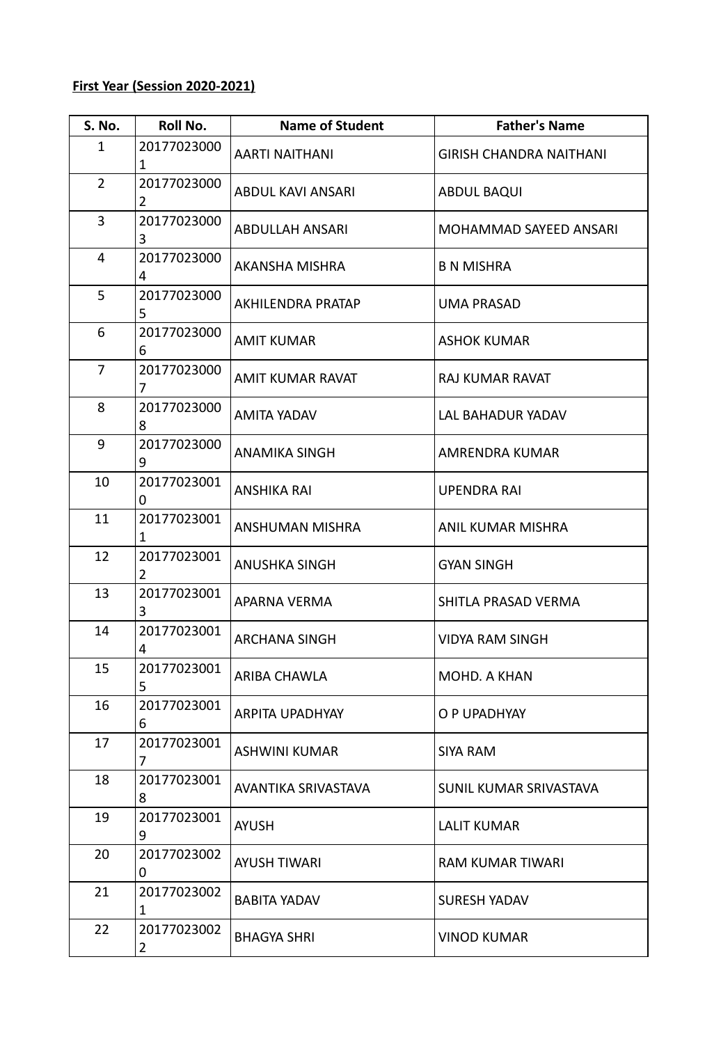**First Year (Session 2020-2021)**

| S. No. | Roll No. | Name of Student | Father's Name |
|---|---|---|---|
| 1 | 201770230001 | AARTI NAITHANI | GIRISH CHANDRA NAITHANI |
| 2 | 201770230002 | ABDUL KAVI ANSARI | ABDUL BAQUI |
| 3 | 201770230003 | ABDULLAH ANSARI | MOHAMMAD SAYEED ANSARI |
| 4 | 201770230004 | AKANSHA MISHRA | B N MISHRA |
| 5 | 201770230005 | AKHILENDRA PRATAP | UMA PRASAD |
| 6 | 201770230006 | AMIT KUMAR | ASHOK KUMAR |
| 7 | 201770230007 | AMIT KUMAR RAVAT | RAJ KUMAR RAVAT |
| 8 | 201770230008 | AMITA YADAV | LAL BAHADUR YADAV |
| 9 | 201770230009 | ANAMIKA SINGH | AMRENDRA KUMAR |
| 10 | 201770230010 | ANSHIKA RAI | UPENDRA RAI |
| 11 | 201770230011 | ANSHUMAN MISHRA | ANIL KUMAR MISHRA |
| 12 | 201770230012 | ANUSHKA SINGH | GYAN SINGH |
| 13 | 201770230013 | APARNA VERMA | SHITLA PRASAD VERMA |
| 14 | 201770230014 | ARCHANA SINGH | VIDYA RAM SINGH |
| 15 | 201770230015 | ARIBA CHAWLA | MOHD. A KHAN |
| 16 | 201770230016 | ARPITA UPADHYAY | O P UPADHYAY |
| 17 | 201770230017 | ASHWINI KUMAR | SIYA RAM |
| 18 | 201770230018 | AVANTIKA SRIVASTAVA | SUNIL KUMAR SRIVASTAVA |
| 19 | 201770230019 | AYUSH | LALIT KUMAR |
| 20 | 201770230020 | AYUSH TIWARI | RAM KUMAR TIWARI |
| 21 | 201770230021 | BABITA YADAV | SURESH YADAV |
| 22 | 201770230022 | BHAGYA SHRI | VINOD KUMAR |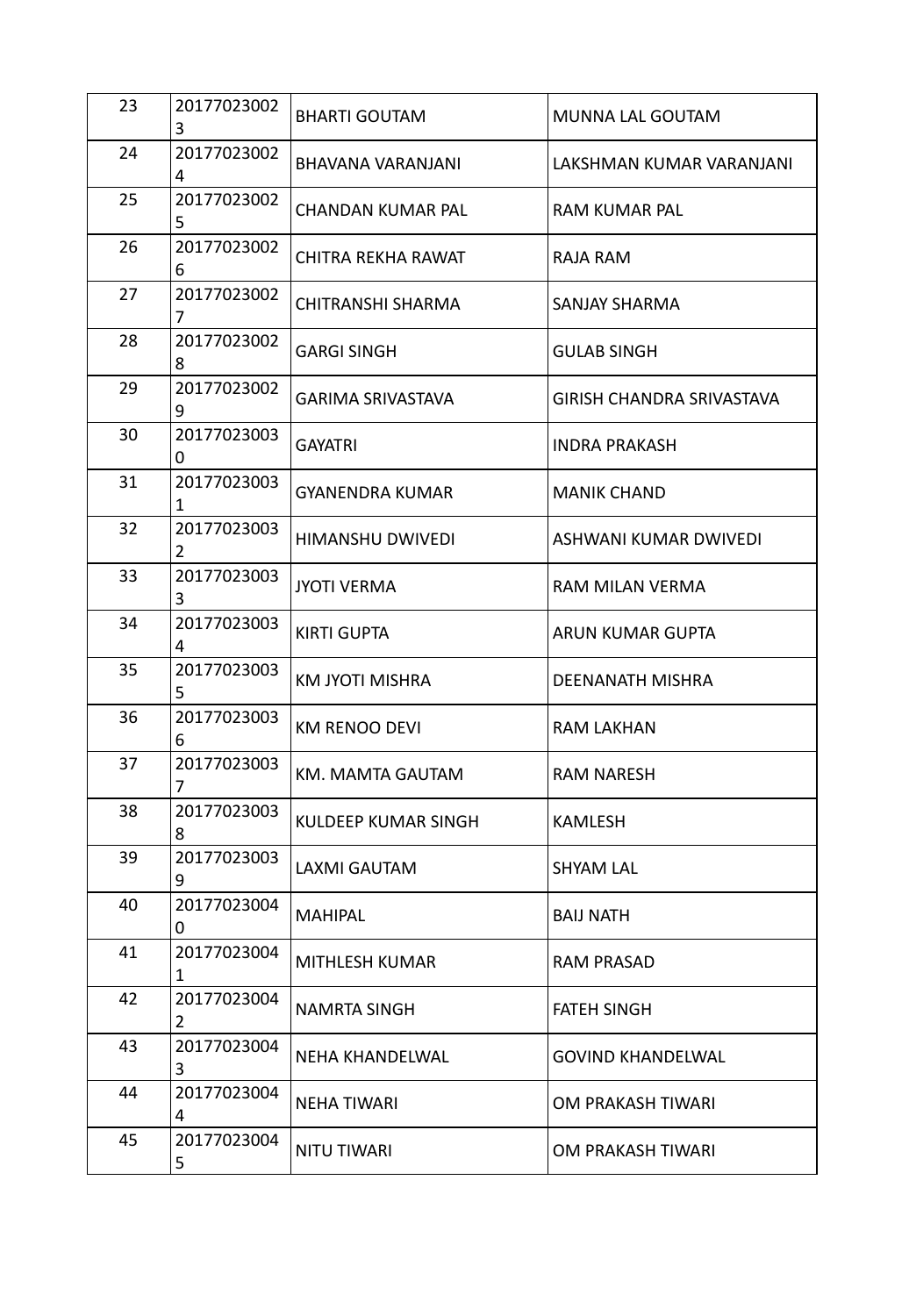| 23 | 201770230023 | BHARTI GOUTAM | MUNNA LAL GOUTAM |
|---|---|---|---|
| 24 | 201770230024 | BHAVANA VARANJANI | LAKSHMAN KUMAR VARANJANI |
| 25 | 201770230025 | CHANDAN KUMAR PAL | RAM KUMAR PAL |
| 26 | 201770230026 | CHITRA REKHA RAWAT | RAJA RAM |
| 27 | 201770230027 | CHITRANSHI SHARMA | SANJAY SHARMA |
| 28 | 201770230028 | GARGI SINGH | GULAB SINGH |
| 29 | 201770230029 | GARIMA SRIVASTAVA | GIRISH CHANDRA SRIVASTAVA |
| 30 | 201770230030 | GAYATRI | INDRA PRAKASH |
| 31 | 201770230031 | GYANENDRA KUMAR | MANIK CHAND |
| 32 | 201770230032 | HIMANSHU DWIVEDI | ASHWANI KUMAR DWIVEDI |
| 33 | 201770230033 | JYOTI VERMA | RAM MILAN VERMA |
| 34 | 201770230034 | KIRTI GUPTA | ARUN KUMAR GUPTA |
| 35 | 201770230035 | KM JYOTI MISHRA | DEENANATH MISHRA |
| 36 | 201770230036 | KM RENOO DEVI | RAM LAKHAN |
| 37 | 201770230037 | KM. MAMTA GAUTAM | RAM NARESH |
| 38 | 201770230038 | KULDEEP KUMAR SINGH | KAMLESH |
| 39 | 201770230039 | LAXMI GAUTAM | SHYAM LAL |
| 40 | 201770230040 | MAHIPAL | BAIJ NATH |
| 41 | 201770230041 | MITHLESH KUMAR | RAM PRASAD |
| 42 | 201770230042 | NAMRTA SINGH | FATEH SINGH |
| 43 | 201770230043 | NEHA KHANDELWAL | GOVIND KHANDELWAL |
| 44 | 201770230044 | NEHA TIWARI | OM PRAKASH TIWARI |
| 45 | 201770230045 | NITU TIWARI | OM PRAKASH TIWARI |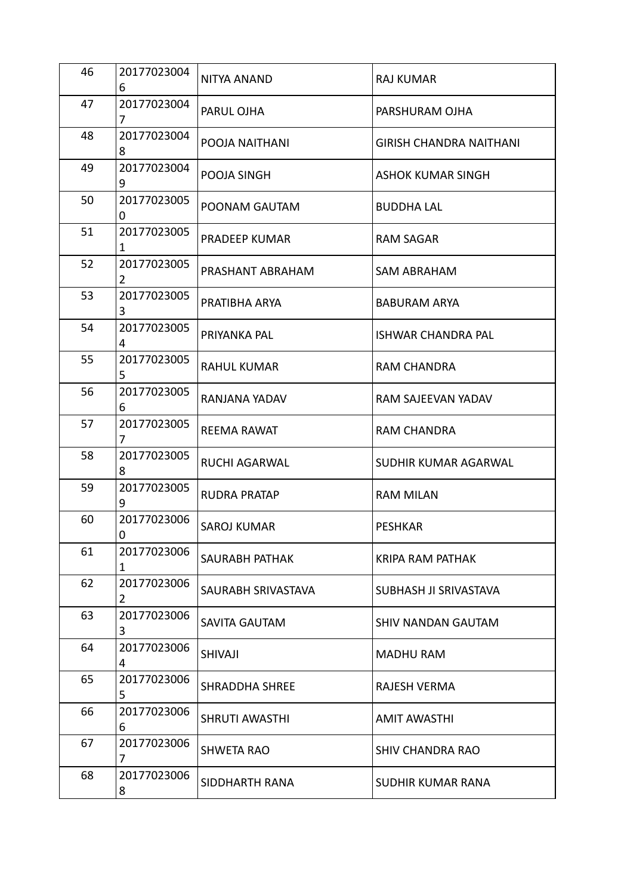| 46 | 201770230046 | NITYA ANAND | RAJ KUMAR |
|---|---|---|---|
| 47 | 201770230047 | PARUL OJHA | PARSHURAM OJHA |
| 48 | 201770230048 | POOJA NAITHANI | GIRISH CHANDRA NAITHANI |
| 49 | 201770230049 | POOJA SINGH | ASHOK KUMAR SINGH |
| 50 | 201770230050 | POONAM GAUTAM | BUDDHA LAL |
| 51 | 201770230051 | PRADEEP KUMAR | RAM SAGAR |
| 52 | 201770230052 | PRASHANT ABRAHAM | SAM ABRAHAM |
| 53 | 201770230053 | PRATIBHA ARYA | BABURAM ARYA |
| 54 | 201770230054 | PRIYANKA PAL | ISHWAR CHANDRA PAL |
| 55 | 201770230055 | RAHUL KUMAR | RAM CHANDRA |
| 56 | 201770230056 | RANJANA YADAV | RAM SAJEEVAN YADAV |
| 57 | 201770230057 | REEMA RAWAT | RAM CHANDRA |
| 58 | 201770230058 | RUCHI AGARWAL | SUDHIR KUMAR AGARWAL |
| 59 | 201770230059 | RUDRA PRATAP | RAM MILAN |
| 60 | 201770230060 | SAROJ KUMAR | PESHKAR |
| 61 | 201770230061 | SAURABH PATHAK | KRIPA RAM PATHAK |
| 62 | 201770230062 | SAURABH SRIVASTAVA | SUBHASH JI SRIVASTAVA |
| 63 | 201770230063 | SAVITA GAUTAM | SHIV NANDAN GAUTAM |
| 64 | 201770230064 | SHIVAJI | MADHU RAM |
| 65 | 201770230065 | SHRADDHA SHREE | RAJESH VERMA |
| 66 | 201770230066 | SHRUTI AWASTHI | AMIT AWASTHI |
| 67 | 201770230067 | SHWETA RAO | SHIV CHANDRA RAO |
| 68 | 201770230068 | SIDDHARTH RANA | SUDHIR KUMAR RANA |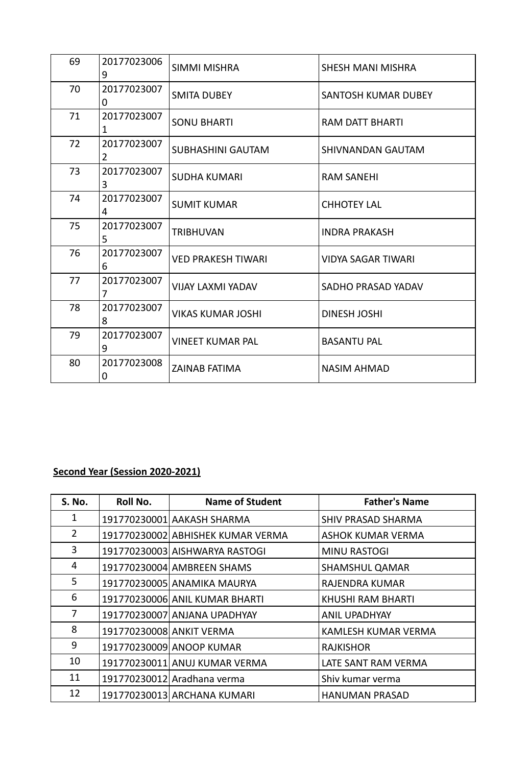| 69 | 201770230069 | SIMMI MISHRA | SHESH MANI MISHRA |
|---|---|---|---|
| 70 | 201770230070 | SMITA DUBEY | SANTOSH KUMAR DUBEY |
| 71 | 201770230071 | SONU BHARTI | RAM DATT BHARTI |
| 72 | 201770230072 | SUBHASHINI GAUTAM | SHIVNANDAN GAUTAM |
| 73 | 201770230073 | SUDHA KUMARI | RAM SANEHI |
| 74 | 201770230074 | SUMIT KUMAR | CHHOTEY LAL |
| 75 | 201770230075 | TRIBHUVAN | INDRA PRAKASH |
| 76 | 201770230076 | VED PRAKESH TIWARI | VIDYA SAGAR TIWARI |
| 77 | 201770230077 | VIJAY LAXMI YADAV | SADHO PRASAD YADAV |
| 78 | 201770230078 | VIKAS KUMAR JOSHI | DINESH JOSHI |
| 79 | 201770230079 | VINEET KUMAR PAL | BASANTU PAL |
| 80 | 201770230080 | ZAINAB FATIMA | NASIM AHMAD |

**Second Year (Session 2020-2021)**

| S. No. | Roll No. | Name of Student | Father's Name |
|---|---|---|---|
| 1 | 191770230001 | AAKASH SHARMA | SHIV PRASAD SHARMA |
| 2 | 191770230002 | ABHISHEK KUMAR VERMA | ASHOK KUMAR VERMA |
| 3 | 191770230003 | AISHWARYA RASTOGI | MINU RASTOGI |
| 4 | 191770230004 | AMBREEN SHAMS | SHAMSHUL QAMAR |
| 5 | 191770230005 | ANAMIKA MAURYA | RAJENDRA KUMAR |
| 6 | 191770230006 | ANIL KUMAR BHARTI | KHUSHI RAM BHARTI |
| 7 | 191770230007 | ANJANA UPADHYAY | ANIL UPADHYAY |
| 8 | 191770230008 | ANKIT VERMA | KAMLESH KUMAR VERMA |
| 9 | 191770230009 | ANOOP KUMAR | RAJKISHOR |
| 10 | 191770230011 | ANUJ KUMAR VERMA | LATE SANT RAM VERMA |
| 11 | 191770230012 | Aradhana verma | Shiv kumar verma |
| 12 | 191770230013 | ARCHANA KUMARI | HANUMAN PRASAD |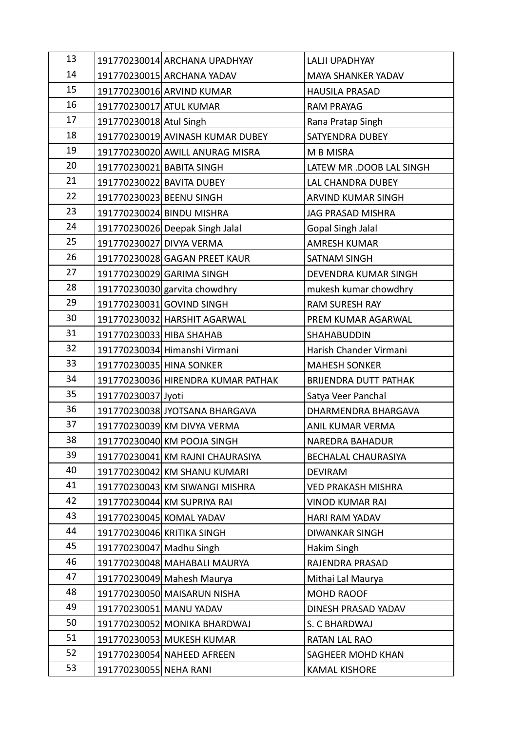| 13 | 191770230014 | ARCHANA UPADHYAY | LALJI UPADHYAY |
|---|---|---|---|
| 14 | 191770230015 | ARCHANA YADAV | MAYA SHANKER YADAV |
| 15 | 191770230016 | ARVIND KUMAR | HAUSILA PRASAD |
| 16 | 191770230017 | ATUL KUMAR | RAM PRAYAG |
| 17 | 191770230018 | Atul Singh | Rana Pratap Singh |
| 18 | 191770230019 | AVINASH KUMAR DUBEY | SATYENDRA DUBEY |
| 19 | 191770230020 | AWILL ANURAG MISRA | M B MISRA |
| 20 | 191770230021 | BABITA SINGH | LATEW MR .DOOB LAL SINGH |
| 21 | 191770230022 | BAVITA DUBEY | LAL CHANDRA DUBEY |
| 22 | 191770230023 | BEENU SINGH | ARVIND KUMAR SINGH |
| 23 | 191770230024 | BINDU MISHRA | JAG PRASAD MISHRA |
| 24 | 191770230026 | Deepak Singh Jalal | Gopal Singh Jalal |
| 25 | 191770230027 | DIVYA VERMA | AMRESH KUMAR |
| 26 | 191770230028 | GAGAN PREET KAUR | SATNAM SINGH |
| 27 | 191770230029 | GARIMA SINGH | DEVENDRA KUMAR SINGH |
| 28 | 191770230030 | garvita chowdhry | mukesh kumar chowdhry |
| 29 | 191770230031 | GOVIND SINGH | RAM SURESH RAY |
| 30 | 191770230032 | HARSHIT AGARWAL | PREM KUMAR AGARWAL |
| 31 | 191770230033 | HIBA SHAHAB | SHAHABUDDIN |
| 32 | 191770230034 | Himanshi Virmani | Harish Chander Virmani |
| 33 | 191770230035 | HINA SONKER | MAHESH SONKER |
| 34 | 191770230036 | HIRENDRA KUMAR PATHAK | BRIJENDRA DUTT PATHAK |
| 35 | 191770230037 | Jyoti | Satya Veer Panchal |
| 36 | 191770230038 | JYOTSANA BHARGAVA | DHARMENDRA BHARGAVA |
| 37 | 191770230039 | KM DIVYA VERMA | ANIL KUMAR VERMA |
| 38 | 191770230040 | KM POOJA SINGH | NAREDRA BAHADUR |
| 39 | 191770230041 | KM RAJNI CHAURASIYA | BECHALAL CHAURASIYA |
| 40 | 191770230042 | KM SHANU KUMARI | DEVIRAM |
| 41 | 191770230043 | KM SIWANGI MISHRA | VED PRAKASH MISHRA |
| 42 | 191770230044 | KM SUPRIYA RAI | VINOD KUMAR RAI |
| 43 | 191770230045 | KOMAL YADAV | HARI RAM YADAV |
| 44 | 191770230046 | KRITIKA SINGH | DIWANKAR SINGH |
| 45 | 191770230047 | Madhu Singh | Hakim Singh |
| 46 | 191770230048 | MAHABALI MAURYA | RAJENDRA PRASAD |
| 47 | 191770230049 | Mahesh Maurya | Mithai Lal Maurya |
| 48 | 191770230050 | MAISARUN NISHA | MOHD RAOOF |
| 49 | 191770230051 | MANU YADAV | DINESH PRASAD YADAV |
| 50 | 191770230052 | MONIKA BHARDWAJ | S. C BHARDWAJ |
| 51 | 191770230053 | MUKESH KUMAR | RATAN LAL RAO |
| 52 | 191770230054 | NAHEED AFREEN | SAGHEER MOHD KHAN |
| 53 | 191770230055 | NEHA RANI | KAMAL KISHORE |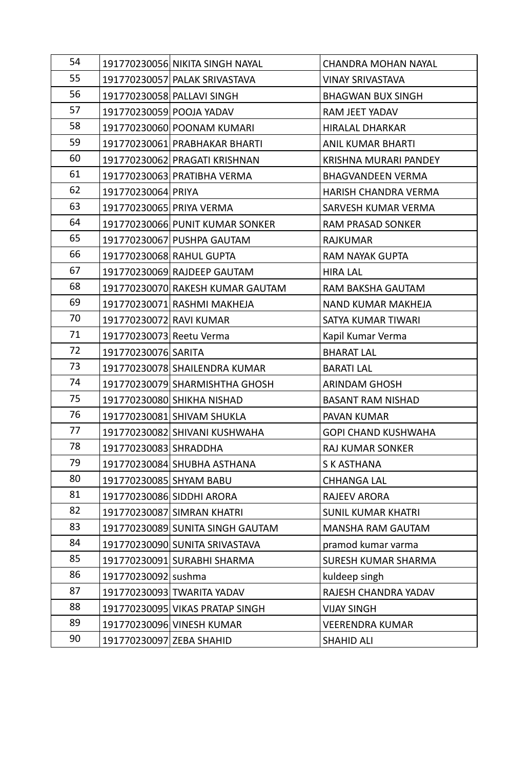| | | | |
|---|---|---|---|
| 54 | 191770230056 | NIKITA SINGH NAYAL | CHANDRA MOHAN NAYAL |
| 55 | 191770230057 | PALAK SRIVASTAVA | VINAY SRIVASTAVA |
| 56 | 191770230058 | PALLAVI SINGH | BHAGWAN BUX SINGH |
| 57 | 191770230059 | POOJA YADAV | RAM JEET YADAV |
| 58 | 191770230060 | POONAM KUMARI | HIRALAL DHARKAR |
| 59 | 191770230061 | PRABHAKAR BHARTI | ANIL KUMAR BHARTI |
| 60 | 191770230062 | PRAGATI KRISHNAN | KRISHNA MURARI PANDEY |
| 61 | 191770230063 | PRATIBHA VERMA | BHAGVANDEEN VERMA |
| 62 | 191770230064 | PRIYA | HARISH CHANDRA VERMA |
| 63 | 191770230065 | PRIYA VERMA | SARVESH KUMAR VERMA |
| 64 | 191770230066 | PUNIT KUMAR SONKER | RAM PRASAD SONKER |
| 65 | 191770230067 | PUSHPA GAUTAM | RAJKUMAR |
| 66 | 191770230068 | RAHUL GUPTA | RAM NAYAK GUPTA |
| 67 | 191770230069 | RAJDEEP GAUTAM | HIRA LAL |
| 68 | 191770230070 | RAKESH KUMAR GAUTAM | RAM BAKSHA GAUTAM |
| 69 | 191770230071 | RASHMI MAKHEJA | NAND KUMAR MAKHEJA |
| 70 | 191770230072 | RAVI KUMAR | SATYA KUMAR TIWARI |
| 71 | 191770230073 | Reetu Verma | Kapil Kumar Verma |
| 72 | 191770230076 | SARITA | BHARAT LAL |
| 73 | 191770230078 | SHAILENDRA KUMAR | BARATI LAL |
| 74 | 191770230079 | SHARMISHTHA GHOSH | ARINDAM GHOSH |
| 75 | 191770230080 | SHIKHA NISHAD | BASANT RAM NISHAD |
| 76 | 191770230081 | SHIVAM SHUKLA | PAVAN KUMAR |
| 77 | 191770230082 | SHIVANI KUSHWAHA | GOPI CHAND KUSHWAHA |
| 78 | 191770230083 | SHRADDHA | RAJ KUMAR SONKER |
| 79 | 191770230084 | SHUBHA ASTHANA | S K ASTHANA |
| 80 | 191770230085 | SHYAM BABU | CHHANGA LAL |
| 81 | 191770230086 | SIDDHI ARORA | RAJEEV ARORA |
| 82 | 191770230087 | SIMRAN KHATRI | SUNIL KUMAR KHATRI |
| 83 | 191770230089 | SUNITA SINGH GAUTAM | MANSHA RAM GAUTAM |
| 84 | 191770230090 | SUNITA SRIVASTAVA | pramod kumar varma |
| 85 | 191770230091 | SURABHI SHARMA | SURESH KUMAR SHARMA |
| 86 | 191770230092 | sushma | kuldeep singh |
| 87 | 191770230093 | TWARITA YADAV | RAJESH CHANDRA YADAV |
| 88 | 191770230095 | VIKAS PRATAP SINGH | VIJAY SINGH |
| 89 | 191770230096 | VINESH KUMAR | VEERENDRA KUMAR |
| 90 | 191770230097 | ZEBA SHAHID | SHAHID ALI |